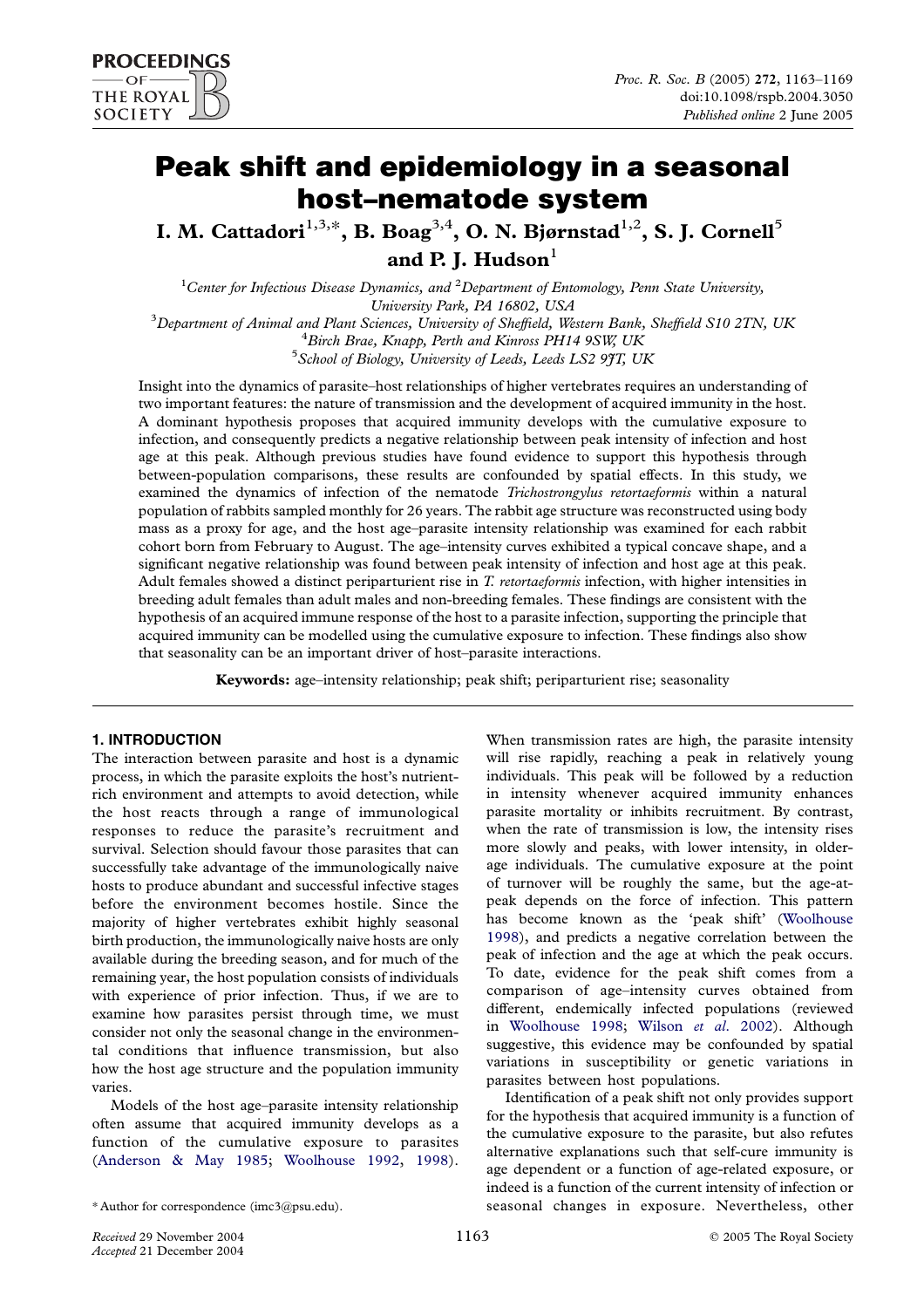# Peak shift and epidemiology in a seasonal host–nematode system

**I. M. Cattadori[1,3,*], B. Boag[3,4], O. N. Bjørnstad[1,2], S. J. Cornell[5] and P. J. Hudson[1]**

[1]Center for Infectious Disease Dynamics, and [2]Department of Entomology, Penn State University, University Park, PA 16802, USA

[3]Department of Animal and Plant Sciences, University of Sheffield, Western Bank, Sheffield S10 2TN, UK

[4]Birch Brae, Knapp, Perth and Kinross PH14 9SW, UK

[5]School of Biology, University of Leeds, Leeds LS2 9JT, UK

Insight into the dynamics of parasite–host relationships of higher vertebrates requires an understanding of two important features: the nature of transmission and the development of acquired immunity in the host. A dominant hypothesis proposes that acquired immunity develops with the cumulative exposure to infection, and consequently predicts a negative relationship between peak intensity of infection and host age at this peak. Although previous studies have found evidence to support this hypothesis through between-population comparisons, these results are confounded by spatial effects. In this study, we examined the dynamics of infection of the nematode *Trichostrongylus retortaeformis* within a natural population of rabbits sampled monthly for 26 years. The rabbit age structure was reconstructed using body mass as a proxy for age, and the host age–parasite intensity relationship was examined for each rabbit cohort born from February to August. The age–intensity curves exhibited a typical concave shape, and a significant negative relationship was found between peak intensity of infection and host age at this peak. Adult females showed a distinct periparturient rise in *T. retortaeformis* infection, with higher intensities in breeding adult females than adult males and non-breeding females. These findings are consistent with the hypothesis of an acquired immune response of the host to a parasite infection, supporting the principle that acquired immunity can be modelled using the cumulative exposure to infection. These findings also show that seasonality can be an important driver of host–parasite interactions.

**Keywords:** age–intensity relationship; peak shift; periparturient rise; seasonality

## 1. INTRODUCTION

The interaction between parasite and host is a dynamic process, in which the parasite exploits the host's nutrient-rich environment and attempts to avoid detection, while the host reacts through a range of immunological responses to reduce the parasite's recruitment and survival. Selection should favour those parasites that can successfully take advantage of the immunologically naive hosts to produce abundant and successful infective stages before the environment becomes hostile. Since the majority of higher vertebrates exhibit highly seasonal birth production, the immunologically naive hosts are only available during the breeding season, and for much of the remaining year, the host population consists of individuals with experience of prior infection. Thus, if we are to examine how parasites persist through time, we must consider not only the seasonal change in the environmental conditions that influence transmission, but also how the host age structure and the population immunity varies.

Models of the host age–parasite intensity relationship often assume that acquired immunity develops as a function of the cumulative exposure to parasites (Anderson & May 1985; Woolhouse 1992, 1998). When transmission rates are high, the parasite intensity will rise rapidly, reaching a peak in relatively young individuals. This peak will be followed by a reduction in intensity whenever acquired immunity enhances parasite mortality or inhibits recruitment. By contrast, when the rate of transmission is low, the intensity rises more slowly and peaks, with lower intensity, in older-age individuals. The cumulative exposure at the point of turnover will be roughly the same, but the age-at-peak depends on the force of infection. This pattern has become known as the 'peak shift' (Woolhouse 1998), and predicts a negative correlation between the peak of infection and the age at which the peak occurs. To date, evidence for the peak shift comes from a comparison of age–intensity curves obtained from different, endemically infected populations (reviewed in Woolhouse 1998; Wilson *et al.* 2002). Although suggestive, this evidence may be confounded by spatial variations in susceptibility or genetic variations in parasites between host populations.

Identification of a peak shift not only provides support for the hypothesis that acquired immunity is a function of the cumulative exposure to the parasite, but also refutes alternative explanations such that self-cure immunity is age dependent or a function of age-related exposure, or indeed is a function of the current intensity of infection or seasonal changes in exposure. Nevertheless, other

*Author for correspondence (imc3@psu.edu).

Received 29 November 2004
Accepted 21 December 2004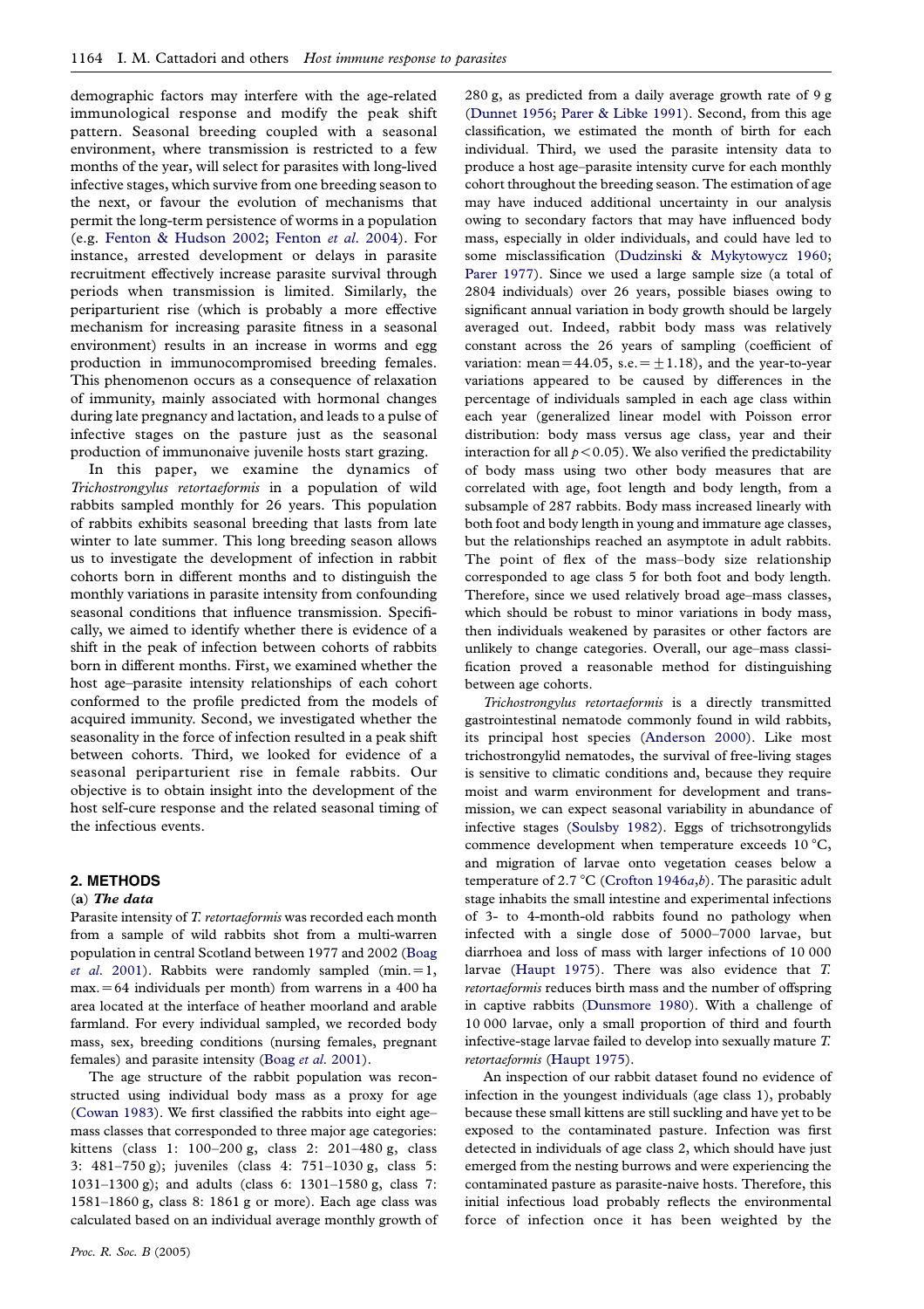demographic factors may interfere with the age-related immunological response and modify the peak shift pattern. Seasonal breeding coupled with a seasonal environment, where transmission is restricted to a few months of the year, will select for parasites with long-lived infective stages, which survive from one breeding season to the next, or favour the evolution of mechanisms that permit the long-term persistence of worms in a population (e.g. Fenton & Hudson 2002; Fenton *et al.* 2004). For instance, arrested development or delays in parasite recruitment effectively increase parasite survival through periods when transmission is limited. Similarly, the periparturient rise (which is probably a more effective mechanism for increasing parasite fitness in a seasonal environment) results in an increase in worms and egg production in immunocompromised breeding females. This phenomenon occurs as a consequence of relaxation of immunity, mainly associated with hormonal changes during late pregnancy and lactation, and leads to a pulse of infective stages on the pasture just as the seasonal production of immunonaive juvenile hosts start grazing.

In this paper, we examine the dynamics of *Trichostrongylus retortaeformis* in a population of wild rabbits sampled monthly for 26 years. This population of rabbits exhibits seasonal breeding that lasts from late winter to late summer. This long breeding season allows us to investigate the development of infection in rabbit cohorts born in different months and to distinguish the monthly variations in parasite intensity from confounding seasonal conditions that influence transmission. Specifically, we aimed to identify whether there is evidence of a shift in the peak of infection between cohorts of rabbits born in different months. First, we examined whether the host age–parasite intensity relationships of each cohort conformed to the profile predicted from the models of acquired immunity. Second, we investigated whether the seasonality in the force of infection resulted in a peak shift between cohorts. Third, we looked for evidence of a seasonal periparturient rise in female rabbits. Our objective is to obtain insight into the development of the host self-cure response and the related seasonal timing of the infectious events.

## 2. METHODS

### (a) *The data*

Parasite intensity of *T. retortaeformis* was recorded each month from a sample of wild rabbits shot from a multi-warren population in central Scotland between 1977 and 2002 (Boag *et al.* 2001). Rabbits were randomly sampled (min. = 1, max. = 64 individuals per month) from warrens in a 400 ha area located at the interface of heather moorland and arable farmland. For every individual sampled, we recorded body mass, sex, breeding conditions (nursing females, pregnant females) and parasite intensity (Boag *et al.* 2001).

The age structure of the rabbit population was reconstructed using individual body mass as a proxy for age (Cowan 1983). We first classified the rabbits into eight age–mass classes that corresponded to three major age categories: kittens (class 1: 100–200 g, class 2: 201–480 g, class 3: 481–750 g); juveniles (class 4: 751–1030 g, class 5: 1031–1300 g); and adults (class 6: 1301–1580 g, class 7: 1581–1860 g, class 8: 1861 g or more). Each age class was calculated based on an individual average monthly growth of 280 g, as predicted from a daily average growth rate of 9 g (Dunnet 1956; Parer & Libke 1991). Second, from this age classification, we estimated the month of birth for each individual. Third, we used the parasite intensity data to produce a host age–parasite intensity curve for each monthly cohort throughout the breeding season. The estimation of age may have induced additional uncertainty in our analysis owing to secondary factors that may have influenced body mass, especially in older individuals, and could have led to some misclassification (Dudzinski & Mykytowycz 1960; Parer 1977). Since we used a large sample size (a total of 2804 individuals) over 26 years, possible biases owing to significant annual variation in body growth should be largely averaged out. Indeed, rabbit body mass was relatively constant across the 26 years of sampling (coefficient of variation: mean = 44.05, s.e. = ±1.18), and the year-to-year variations appeared to be caused by differences in the percentage of individuals sampled in each age class within each year (generalized linear model with Poisson error distribution: body mass versus age class, year and their interaction for all $p < 0.05$). We also verified the predictability of body mass using two other body measures that are correlated with age, foot length and body length, from a subsample of 287 rabbits. Body mass increased linearly with both foot and body length in young and immature age classes, but the relationships reached an asymptote in adult rabbits. The point of flex of the mass–body size relationship corresponded to age class 5 for both foot and body length. Therefore, since we used relatively broad age–mass classes, which should be robust to minor variations in body mass, then individuals weakened by parasites or other factors are unlikely to change categories. Overall, our age–mass classification proved a reasonable method for distinguishing between age cohorts.

*Trichostrongylus retortaeformis* is a directly transmitted gastrointestinal nematode commonly found in wild rabbits, its principal host species (Anderson 2000). Like most trichostrongylid nematodes, the survival of free-living stages is sensitive to climatic conditions and, because they require moist and warm environment for development and transmission, we can expect seasonal variability in abundance of infective stages (Soulsby 1982). Eggs of trichsotrongylids commence development when temperature exceeds 10 °C, and migration of larvae onto vegetation ceases below a temperature of 2.7 °C (Crofton 1946*a*,*b*). The parasitic adult stage inhabits the small intestine and experimental infections of 3- to 4-month-old rabbits found no pathology when infected with a single dose of 5000–7000 larvae, but diarrhoea and loss of mass with larger infections of 10 000 larvae (Haupt 1975). There was also evidence that *T. retortaeformis* reduces birth mass and the number of offspring in captive rabbits (Dunsmore 1980). With a challenge of 10 000 larvae, only a small proportion of third and fourth infective-stage larvae failed to develop into sexually mature *T. retortaeformis* (Haupt 1975).

An inspection of our rabbit dataset found no evidence of infection in the youngest individuals (age class 1), probably because these small kittens are still suckling and have yet to be exposed to the contaminated pasture. Infection was first detected in individuals of age class 2, which should have just emerged from the nesting burrows and were experiencing the contaminated pasture as parasite-naive hosts. Therefore, this initial infectious load probably reflects the environmental force of infection once it has been weighted by the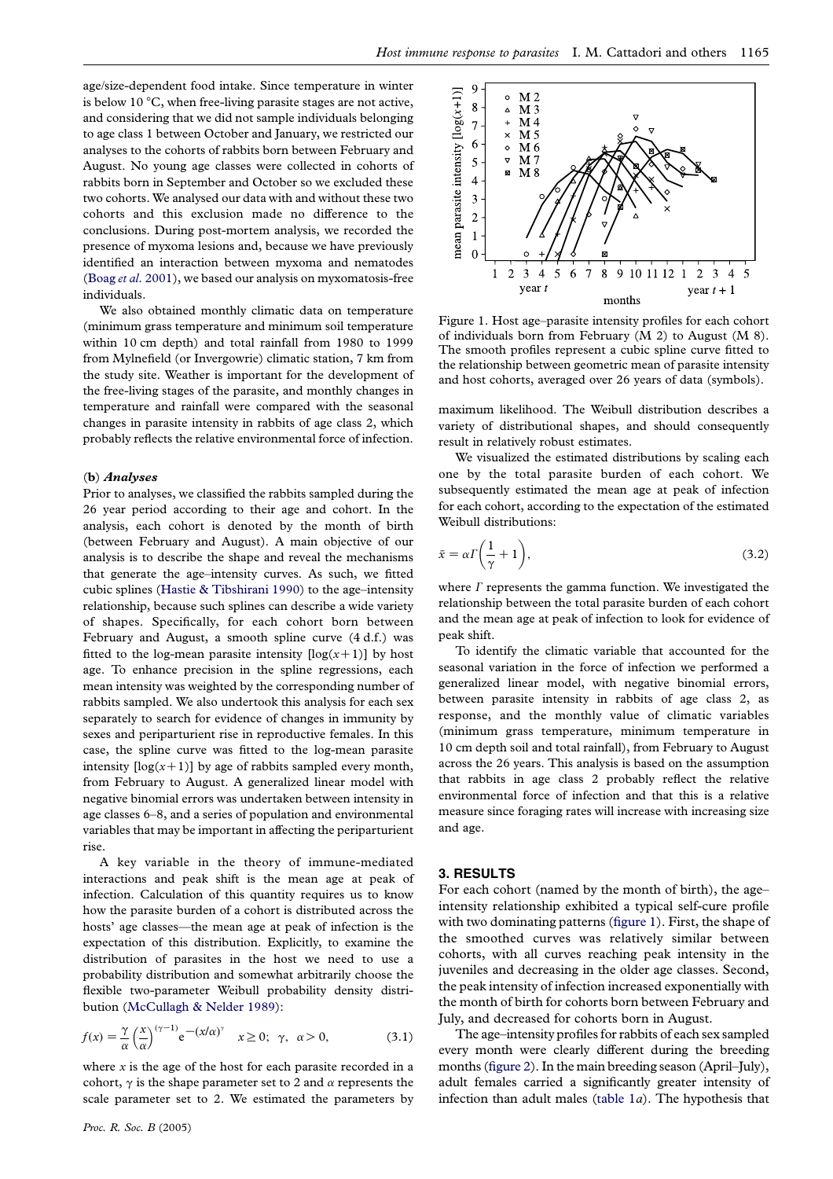age/size-dependent food intake. Since temperature in winter is below 10 °C, when free-living parasite stages are not active, and considering that we did not sample individuals belonging to age class 1 between October and January, we restricted our analyses to the cohorts of rabbits born between February and August. No young age classes were collected in cohorts of rabbits born in September and October so we excluded these two cohorts. We analysed our data with and without these two cohorts and this exclusion made no difference to the conclusions. During post-mortem analysis, we recorded the presence of myxoma lesions and, because we have previously identified an interaction between myxoma and nematodes (Boag *et al.* 2001), we based our analysis on myxomatosis-free individuals.

We also obtained monthly climatic data on temperature (minimum grass temperature and minimum soil temperature within 10 cm depth) and total rainfall from 1980 to 1999 from Mylnefield (or Invergowrie) climatic station, 7 km from the study site. Weather is important for the development of the free-living stages of the parasite, and monthly changes in temperature and rainfall were compared with the seasonal changes in parasite intensity in rabbits of age class 2, which probably reflects the relative environmental force of infection.

### (b) *Analyses*

Prior to analyses, we classified the rabbits sampled during the 26 year period according to their age and cohort. In the analysis, each cohort is denoted by the month of birth (between February and August). A main objective of our analysis is to describe the shape and reveal the mechanisms that generate the age–intensity curves. As such, we fitted cubic splines (Hastie & Tibshirani 1990) to the age–intensity relationship, because such splines can describe a wide variety of shapes. Specifically, for each cohort born between February and August, a smooth spline curve (4 d.f.) was fitted to the log-mean parasite intensity [$\log(x+1)$] by host age. To enhance precision in the spline regressions, each mean intensity was weighted by the corresponding number of rabbits sampled. We also undertook this analysis for each sex separately to search for evidence of changes in immunity by sexes and periparturient rise in reproductive females. In this case, the spline curve was fitted to the log-mean parasite intensity [$\log(x+1)$] by age of rabbits sampled every month, from February to August. A generalized linear model with negative binomial errors was undertaken between intensity in age classes 6–8, and a series of population and environmental variables that may be important in affecting the periparturient rise.

A key variable in the theory of immune-mediated interactions and peak shift is the mean age at peak of infection. Calculation of this quantity requires us to know how the parasite burden of a cohort is distributed across the hosts' age classes—the mean age at peak of infection is the expectation of this distribution. Explicitly, to examine the distribution of parasites in the host we need to use a probability distribution and somewhat arbitrarily choose the flexible two-parameter Weibull probability density distribution (McCullagh & Nelder 1989):

$$f(x) = \frac{\gamma}{\alpha}\left(\frac{x}{\alpha}\right)^{(\gamma-1)} e^{-(x/\alpha)^{\gamma}} \quad x \geq 0;\ \gamma,\ \alpha > 0, \tag{3.1}$$

where $x$ is the age of the host for each parasite recorded in a cohort, $\gamma$ is the shape parameter set to 2 and $\alpha$ represents the scale parameter set to 2. We estimated the parameters by maximum likelihood. The Weibull distribution describes a variety of distributional shapes, and should consequently result in relatively robust estimates.

We visualized the estimated distributions by scaling each one by the total parasite burden of each cohort. We subsequently estimated the mean age at peak of infection for each cohort, according to the expectation of the estimated Weibull distributions:

$$\bar{x} = \alpha\Gamma\left(\frac{1}{\gamma}+1\right), \tag{3.2}$$

where $\Gamma$ represents the gamma function. We investigated the relationship between the total parasite burden of each cohort and the mean age at peak of infection to look for evidence of peak shift.

To identify the climatic variable that accounted for the seasonal variation in the force of infection we performed a generalized linear model, with negative binomial errors, between parasite intensity in rabbits of age class 2, as response, and the monthly value of climatic variables (minimum grass temperature, minimum temperature in 10 cm depth soil and total rainfall), from February to August across the 26 years. This analysis is based on the assumption that rabbits in age class 2 probably reflect the relative environmental force of infection and that this is a relative measure since foraging rates will increase with increasing size and age.

Figure 1. Host age–parasite intensity profiles for each cohort of individuals born from February (M 2) to August (M 8). The smooth profiles represent a cubic spline curve fitted to the relationship between geometric mean of parasite intensity and host cohorts, averaged over 26 years of data (symbols).

## 3. RESULTS

For each cohort (named by the month of birth), the age–intensity relationship exhibited a typical self-cure profile with two dominating patterns (figure 1). First, the shape of the smoothed curves was relatively similar between cohorts, with all curves reaching peak intensity in the juveniles and decreasing in the older age classes. Second, the peak intensity of infection increased exponentially with the month of birth for cohorts born between February and July, and decreased for cohorts born in August.

The age–intensity profiles for rabbits of each sex sampled every month were clearly different during the breeding months (figure 2). In the main breeding season (April–July), adult females carried a significantly greater intensity of infection than adult males (table 1*a*). The hypothesis that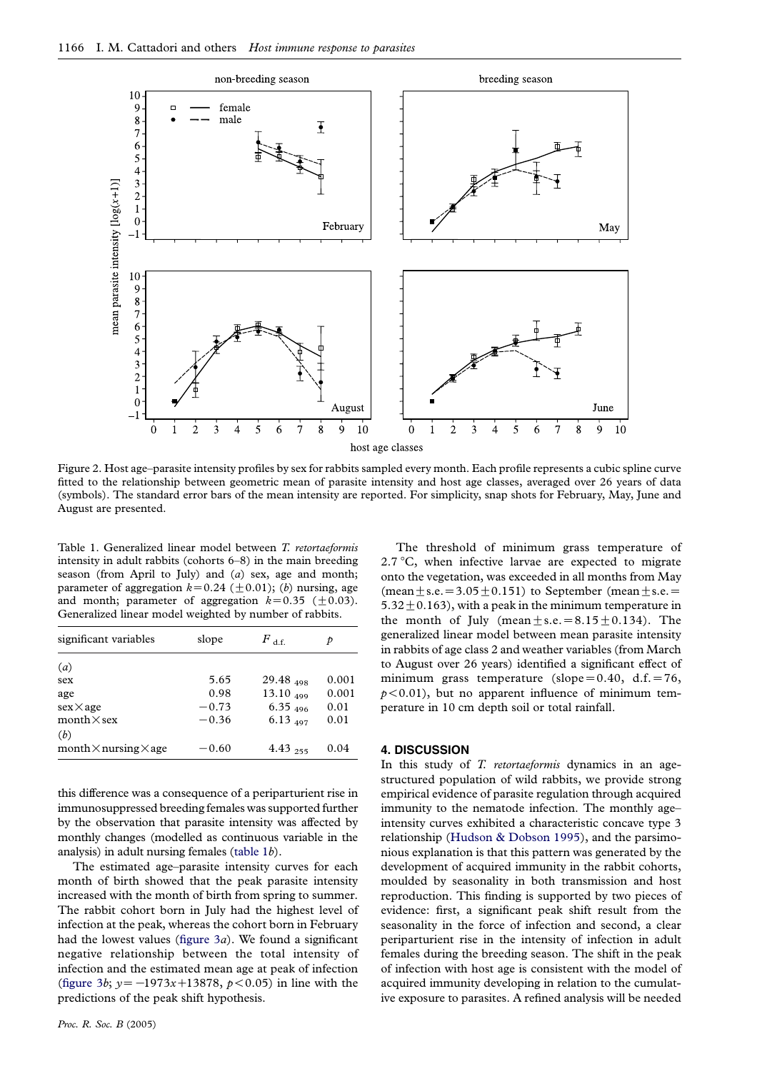Figure 2. Host age–parasite intensity profiles by sex for rabbits sampled every month. Each profile represents a cubic spline curve fitted to the relationship between geometric mean of parasite intensity and host age classes, averaged over 26 years of data (symbols). The standard error bars of the mean intensity are reported. For simplicity, snap shots for February, May, June and August are presented.

Table 1. Generalized linear model between *T. retortaeformis* intensity in adult rabbits (cohorts 6–8) in the main breeding season (from April to July) and (*a*) sex, age and month; parameter of aggregation $k=0.24$ ($\pm 0.01$); (*b*) nursing, age and month; parameter of aggregation $k=0.35$ ($\pm 0.03$). Generalized linear model weighted by number of rabbits.

| significant variables | slope | $F_{\text{d.f.}}$ | $p$ |
|---|---|---|---|
| (*a*) | | | |
| sex | 5.65 | $29.48_{498}$ | 0.001 |
| age | 0.98 | $13.10_{499}$ | 0.001 |
| sex×age | −0.73 | $6.35_{496}$ | 0.01 |
| month×sex | −0.36 | $6.13_{497}$ | 0.01 |
| (*b*) | | | |
| month×nursing×age | −0.60 | $4.43_{255}$ | 0.04 |

this difference was a consequence of a periparturient rise in immunosuppressed breeding females was supported further by the observation that parasite intensity was affected by monthly changes (modelled as continuous variable in the analysis) in adult nursing females (table 1*b*).

The estimated age–parasite intensity curves for each month of birth showed that the peak parasite intensity increased with the month of birth from spring to summer. The rabbit cohort born in July had the highest level of infection at the peak, whereas the cohort born in February had the lowest values (figure 3*a*). We found a significant negative relationship between the total intensity of infection and the estimated mean age at peak of infection (figure 3*b*; $y=-1973x+13878$, $p<0.05$) in line with the predictions of the peak shift hypothesis.

The threshold of minimum grass temperature of 2.7 °C, when infective larvae are expected to migrate onto the vegetation, was exceeded in all months from May (mean ± s.e. = 3.05 ± 0.151) to September (mean ± s.e. = 5.32 ± 0.163), with a peak in the minimum temperature in the month of July (mean ± s.e. = 8.15 ± 0.134). The generalized linear model between mean parasite intensity in rabbits of age class 2 and weather variables (from March to August over 26 years) identified a significant effect of minimum grass temperature (slope = 0.40, d.f. = 76, $p<0.01$), but no apparent influence of minimum temperature in 10 cm depth soil or total rainfall.

## 4. DISCUSSION

In this study of *T. retortaeformis* dynamics in an age-structured population of wild rabbits, we provide strong empirical evidence of parasite regulation through acquired immunity to the nematode infection. The monthly age–intensity curves exhibited a characteristic concave type 3 relationship (Hudson & Dobson 1995), and the parsimonious explanation is that this pattern was generated by the development of acquired immunity in the rabbit cohorts, moulded by seasonality in both transmission and host reproduction. This finding is supported by two pieces of evidence: first, a significant peak shift result from the seasonality in the force of infection and second, a clear periparturient rise in the intensity of infection in adult females during the breeding season. The shift in the peak of infection with host age is consistent with the model of acquired immunity developing in relation to the cumulative exposure to parasites. A refined analysis will be needed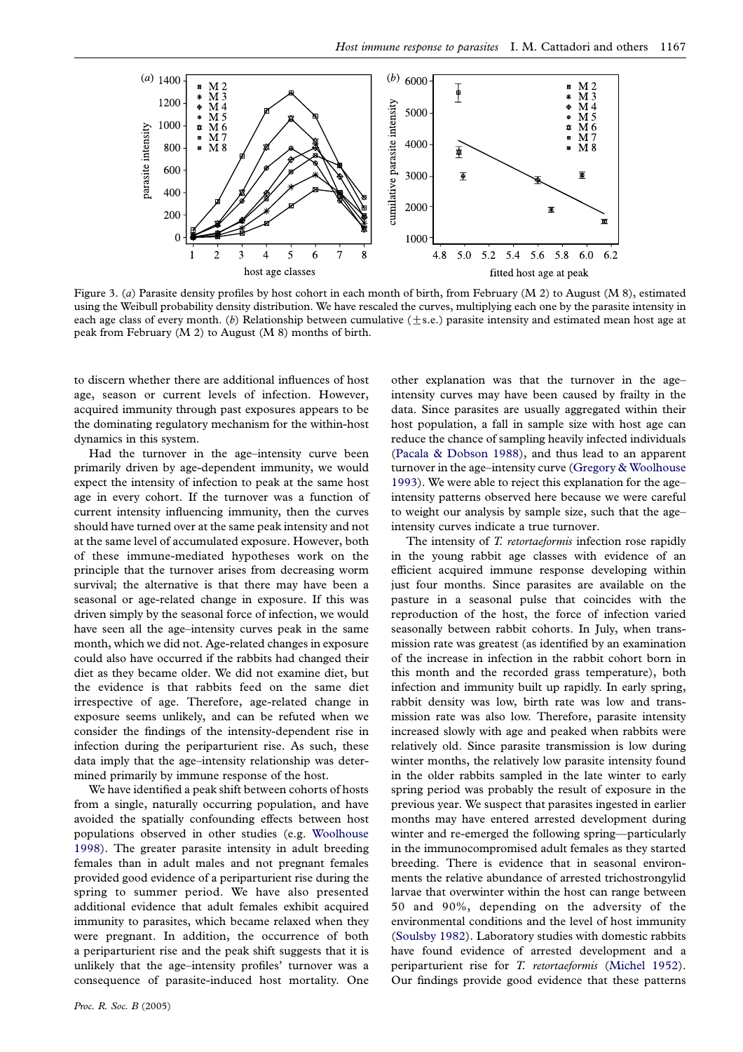Figure 3. (*a*) Parasite density profiles by host cohort in each month of birth, from February (M 2) to August (M 8), estimated using the Weibull probability density distribution. We have rescaled the curves, multiplying each one by the parasite intensity in each age class of every month. (*b*) Relationship between cumulative (±s.e.) parasite intensity and estimated mean host age at peak from February (M 2) to August (M 8) months of birth.

to discern whether there are additional influences of host age, season or current levels of infection. However, acquired immunity through past exposures appears to be the dominating regulatory mechanism for the within-host dynamics in this system.

Had the turnover in the age–intensity curve been primarily driven by age-dependent immunity, we would expect the intensity of infection to peak at the same host age in every cohort. If the turnover was a function of current intensity influencing immunity, then the curves should have turned over at the same peak intensity and not at the same level of accumulated exposure. However, both of these immune-mediated hypotheses work on the principle that the turnover arises from decreasing worm survival; the alternative is that there may have been a seasonal or age-related change in exposure. If this was driven simply by the seasonal force of infection, we would have seen all the age–intensity curves peak in the same month, which we did not. Age-related changes in exposure could also have occurred if the rabbits had changed their diet as they became older. We did not examine diet, but the evidence is that rabbits feed on the same diet irrespective of age. Therefore, age-related change in exposure seems unlikely, and can be refuted when we consider the findings of the intensity-dependent rise in infection during the periparturient rise. As such, these data imply that the age–intensity relationship was determined primarily by immune response of the host.

We have identified a peak shift between cohorts of hosts from a single, naturally occurring population, and have avoided the spatially confounding effects between host populations observed in other studies (e.g. Woolhouse 1998). The greater parasite intensity in adult breeding females than in adult males and not pregnant females provided good evidence of a periparturient rise during the spring to summer period. We have also presented additional evidence that adult females exhibit acquired immunity to parasites, which became relaxed when they were pregnant. In addition, the occurrence of both a periparturient rise and the peak shift suggests that it is unlikely that the age–intensity profiles' turnover was a consequence of parasite-induced host mortality. One other explanation was that the turnover in the age–intensity curves may have been caused by frailty in the data. Since parasites are usually aggregated within their host population, a fall in sample size with host age can reduce the chance of sampling heavily infected individuals (Pacala & Dobson 1988), and thus lead to an apparent turnover in the age–intensity curve (Gregory & Woolhouse 1993). We were able to reject this explanation for the age–intensity patterns observed here because we were careful to weight our analysis by sample size, such that the age–intensity curves indicate a true turnover.

The intensity of *T. retortaeformis* infection rose rapidly in the young rabbit age classes with evidence of an efficient acquired immune response developing within just four months. Since parasites are available on the pasture in a seasonal pulse that coincides with the reproduction of the host, the force of infection varied seasonally between rabbit cohorts. In July, when transmission rate was greatest (as identified by an examination of the increase in infection in the rabbit cohort born in this month and the recorded grass temperature), both infection and immunity built up rapidly. In early spring, rabbit density was low, birth rate was low and transmission rate was also low. Therefore, parasite intensity increased slowly with age and peaked when rabbits were relatively old. Since parasite transmission is low during winter months, the relatively low parasite intensity found in the older rabbits sampled in the late winter to early spring period was probably the result of exposure in the previous year. We suspect that parasites ingested in earlier months may have entered arrested development during winter and re-emerged the following spring—particularly in the immunocompromised adult females as they started breeding. There is evidence that in seasonal environments the relative abundance of arrested trichostrongylid larvae that overwinter within the host can range between 50 and 90%, depending on the adversity of the environmental conditions and the level of host immunity (Soulsby 1982). Laboratory studies with domestic rabbits have found evidence of arrested development and a periparturient rise for *T. retortaeformis* (Michel 1952). Our findings provide good evidence that these patterns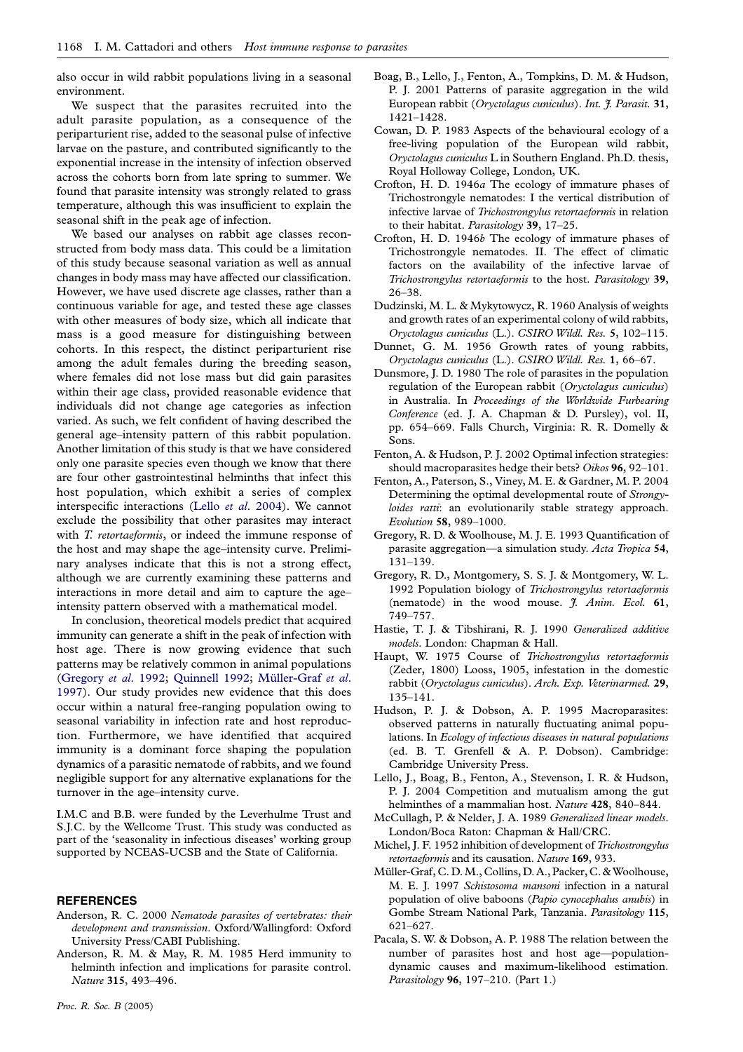also occur in wild rabbit populations living in a seasonal environment.

We suspect that the parasites recruited into the adult parasite population, as a consequence of the periparturient rise, added to the seasonal pulse of infective larvae on the pasture, and contributed significantly to the exponential increase in the intensity of infection observed across the cohorts born from late spring to summer. We found that parasite intensity was strongly related to grass temperature, although this was insufficient to explain the seasonal shift in the peak age of infection.

We based our analyses on rabbit age classes reconstructed from body mass data. This could be a limitation of this study because seasonal variation as well as annual changes in body mass may have affected our classification. However, we have used discrete age classes, rather than a continuous variable for age, and tested these age classes with other measures of body size, which all indicate that mass is a good measure for distinguishing between cohorts. In this respect, the distinct periparturient rise among the adult females during the breeding season, where females did not lose mass but did gain parasites within their age class, provided reasonable evidence that individuals did not change age categories as infection varied. As such, we felt confident of having described the general age–intensity pattern of this rabbit population. Another limitation of this study is that we have considered only one parasite species even though we know that there are four other gastrointestinal helminths that infect this host population, which exhibit a series of complex interspecific interactions (Lello *et al*. 2004). We cannot exclude the possibility that other parasites may interact with *T. retortaeformis*, or indeed the immune response of the host and may shape the age–intensity curve. Preliminary analyses indicate that this is not a strong effect, although we are currently examining these patterns and interactions in more detail and aim to capture the age–intensity pattern observed with a mathematical model.

In conclusion, theoretical models predict that acquired immunity can generate a shift in the peak of infection with host age. There is now growing evidence that such patterns may be relatively common in animal populations (Gregory *et al*. 1992; Quinnell 1992; Müller-Graf *et al*. 1997). Our study provides new evidence that this does occur within a natural free-ranging population owing to seasonal variability in infection rate and host reproduction. Furthermore, we have identified that acquired immunity is a dominant force shaping the population dynamics of a parasitic nematode of rabbits, and we found negligible support for any alternative explanations for the turnover in the age–intensity curve.

I.M.C and B.B. were funded by the Leverhulme Trust and S.J.C. by the Wellcome Trust. This study was conducted as part of the 'seasonality in infectious diseases' working group supported by NCEAS-UCSB and the State of California.

## REFERENCES

Anderson, R. C. 2000 *Nematode parasites of vertebrates: their development and transmission*. Oxford/Wallingford: Oxford University Press/CABI Publishing.

Anderson, R. M. & May, R. M. 1985 Herd immunity to helminth infection and implications for parasite control. *Nature* **315**, 493–496.

Boag, B., Lello, J., Fenton, A., Tompkins, D. M. & Hudson, P. J. 2001 Patterns of parasite aggregation in the wild European rabbit (*Oryctolagus cuniculus*). *Int. J. Parasit.* **31**, 1421–1428.

Cowan, D. P. 1983 Aspects of the behavioural ecology of a free-living population of the European wild rabbit, *Oryctolagus cuniculus* L in Southern England. Ph.D. thesis, Royal Holloway College, London, UK.

Crofton, H. D. 1946*a* The ecology of immature phases of Trichostrongyle nematodes: I the vertical distribution of infective larvae of *Trichostrongylus retortaeformis* in relation to their habitat. *Parasitology* **39**, 17–25.

Crofton, H. D. 1946*b* The ecology of immature phases of Trichostrongyle nematodes. II. The effect of climatic factors on the availability of the infective larvae of *Trichostrongylus retortaeformis* to the host. *Parasitology* **39**, 26–38.

Dudzinski, M. L. & Mykytowycz, R. 1960 Analysis of weights and growth rates of an experimental colony of wild rabbits, *Oryctolagus cuniculus* (L.). *CSIRO Wildl. Res.* **5**, 102–115.

Dunnet, G. M. 1956 Growth rates of young rabbits, *Oryctolagus cuniculus* (L.). *CSIRO Wildl. Res.* **1**, 66–67.

Dunsmore, J. D. 1980 The role of parasites in the population regulation of the European rabbit (*Oryctolagus cuniculus*) in Australia. In *Proceedings of the Worldwide Furbearing Conference* (ed. J. A. Chapman & D. Pursley), vol. II, pp. 654–669. Falls Church, Virginia: R. R. Domelly & Sons.

Fenton, A. & Hudson, P. J. 2002 Optimal infection strategies: should macroparasites hedge their bets? *Oikos* **96**, 92–101.

Fenton, A., Paterson, S., Viney, M. E. & Gardner, M. P. 2004 Determining the optimal developmental route of *Strongyloides ratti*: an evolutionarily stable strategy approach. *Evolution* **58**, 989–1000.

Gregory, R. D. & Woolhouse, M. J. E. 1993 Quantification of parasite aggregation—a simulation study. *Acta Tropica* **54**, 131–139.

Gregory, R. D., Montgomery, S. S. J. & Montgomery, W. L. 1992 Population biology of *Trichostrongylus retortaeformis* (nematode) in the wood mouse. *J. Anim. Ecol.* **61**, 749–757.

Hastie, T. J. & Tibshirani, R. J. 1990 *Generalized additive models*. London: Chapman & Hall.

Haupt, W. 1975 Course of *Trichostrongylus retortaeformis* (Zeder, 1800) Looss, 1905, infestation in the domestic rabbit (*Oryctolagus cuniculus*). *Arch. Exp. Veterinarmed.* **29**, 135–141.

Hudson, P. J. & Dobson, A. P. 1995 Macroparasites: observed patterns in naturally fluctuating animal populations. In *Ecology of infectious diseases in natural populations* (ed. B. T. Grenfell & A. P. Dobson). Cambridge: Cambridge University Press.

Lello, J., Boag, B., Fenton, A., Stevenson, I. R. & Hudson, P. J. 2004 Competition and mutualism among the gut helminthes of a mammalian host. *Nature* **428**, 840–844.

McCullagh, P. & Nelder, J. A. 1989 *Generalized linear models*. London/Boca Raton: Chapman & Hall/CRC.

Michel, J. F. 1952 inhibition of development of *Trichostrongylus retortaeformis* and its causation. *Nature* **169**, 933.

Müller-Graf, C. D. M., Collins, D. A., Packer, C. & Woolhouse, M. E. J. 1997 *Schistosoma mansoni* infection in a natural population of olive baboons (*Papio cynocephalus anubis*) in Gombe Stream National Park, Tanzania. *Parasitology* **115**, 621–627.

Pacala, S. W. & Dobson, A. P. 1988 The relation between the number of parasites host and host age—population-dynamic causes and maximum-likelihood estimation. *Parasitology* **96**, 197–210. (Part 1.)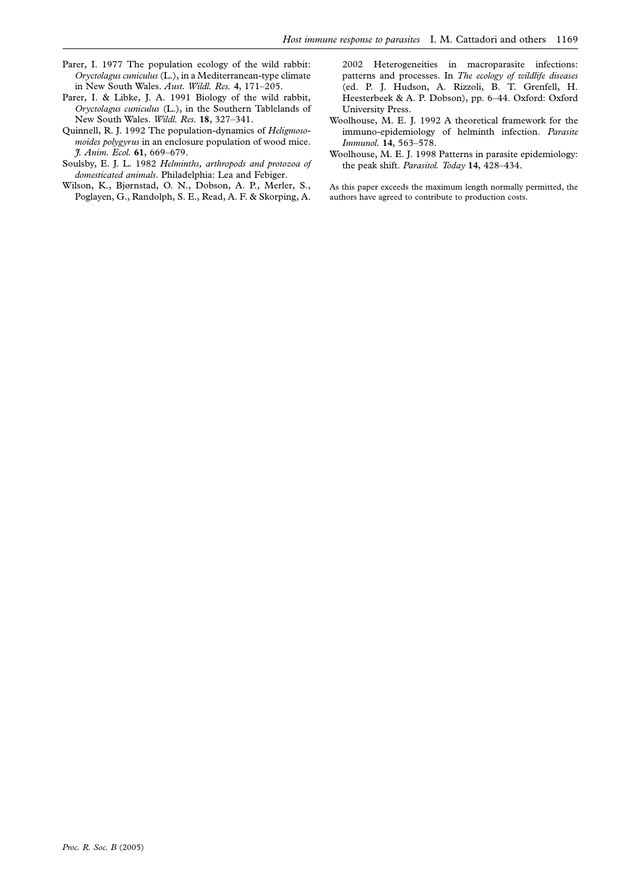Parer, I. 1977 The population ecology of the wild rabbit: *Oryctolagus cuniculus* (L.), in a Mediterranean-type climate in New South Wales. *Aust. Wildl. Res.* **4**, 171–205.

Parer, I. & Libke, J. A. 1991 Biology of the wild rabbit, *Oryctolagus cuniculus* (L.), in the Southern Tablelands of New South Wales. *Wildl. Res.* **18**, 327–341.

Quinnell, R. J. 1992 The population-dynamics of *Heligmosomoides polygyrus* in an enclosure population of wood mice. *J. Anim. Ecol.* **61**, 669–679.

Soulsby, E. J. L. 1982 *Helminths, arthropods and protozoa of domesticated animals*. Philadelphia: Lea and Febiger.

Wilson, K., Bjørnstad, O. N., Dobson, A. P., Merler, S., Poglayen, G., Randolph, S. E., Read, A. F. & Skorping, A. 2002 Heterogeneities in macroparasite infections: patterns and processes. In *The ecology of wildlife diseases* (ed. P. J. Hudson, A. Rizzoli, B. T. Grenfell, H. Heesterbeek & A. P. Dobson), pp. 6–44. Oxford: Oxford University Press.

Woolhouse, M. E. J. 1992 A theoretical framework for the immuno-epidemiology of helminth infection. *Parasite Immunol.* **14**, 563–578.

Woolhouse, M. E. J. 1998 Patterns in parasite epidemiology: the peak shift. *Parasitol. Today* **14**, 428–434.

As this paper exceeds the maximum length normally permitted, the authors have agreed to contribute to production costs.